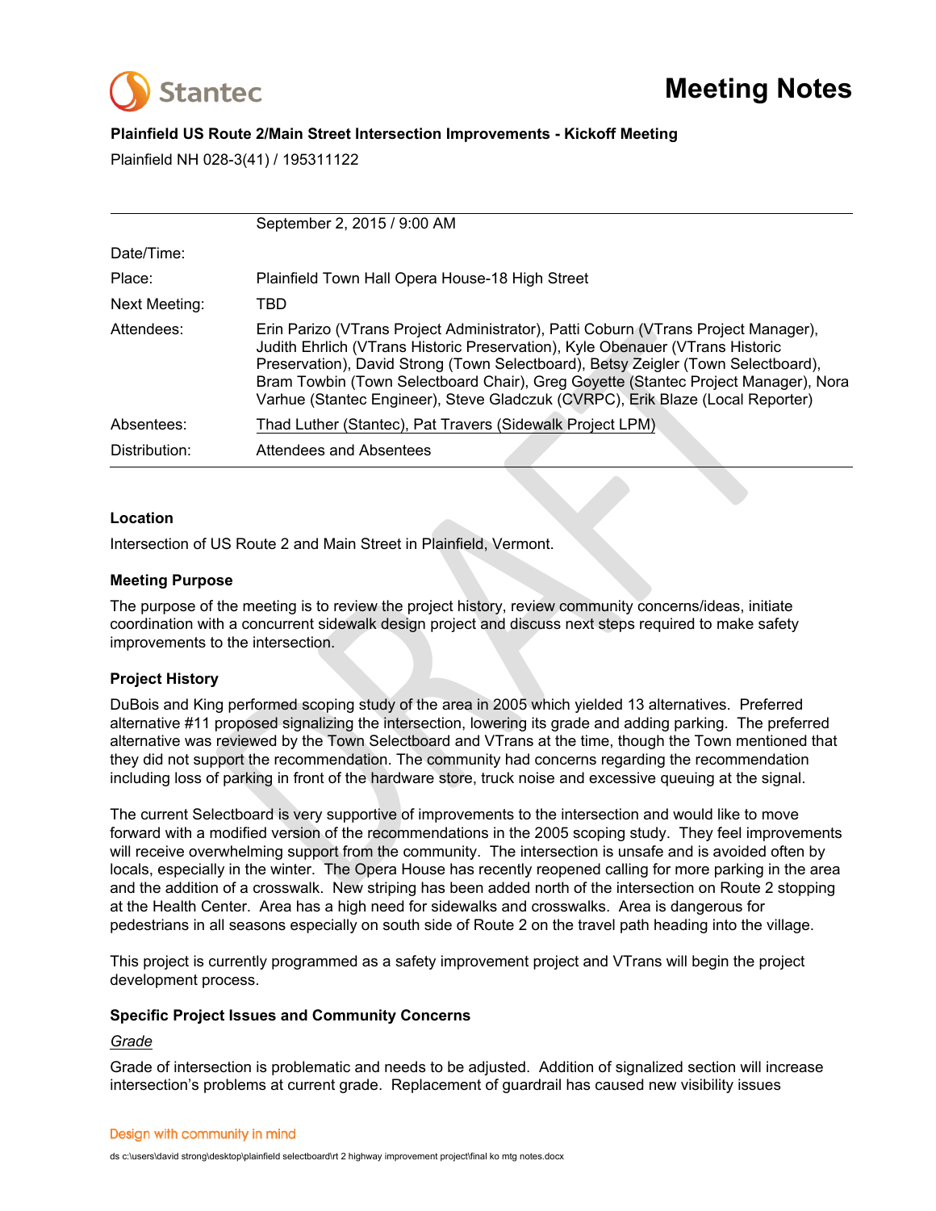# Meeting Notes

**Plainfield US Route 2/Main Street Intersection Improvements - Kickoff Meeting**

Plainfield NH 028-3(41) / 195311122

| | |
|---|---|
| Date/Time: | September 2, 2015 / 9:00 AM |
| Place: | Plainfield Town Hall Opera House-18 High Street |
| Next Meeting: | TBD |
| Attendees: | Erin Parizo (VTrans Project Administrator), Patti Coburn (VTrans Project Manager), Judith Ehrlich (VTrans Historic Preservation), Kyle Obenauer (VTrans Historic Preservation), David Strong (Town Selectboard), Betsy Zeigler (Town Selectboard), Bram Towbin (Town Selectboard Chair), Greg Goyette (Stantec Project Manager), Nora Varhue (Stantec Engineer), Steve Gladczuk (CVRPC), Erik Blaze (Local Reporter) |
| Absentees: | Thad Luther (Stantec), Pat Travers (Sidewalk Project LPM) |
| Distribution: | Attendees and Absentees |

### Location

Intersection of US Route 2 and Main Street in Plainfield, Vermont.

### Meeting Purpose

The purpose of the meeting is to review the project history, review community concerns/ideas, initiate coordination with a concurrent sidewalk design project and discuss next steps required to make safety improvements to the intersection.

### Project History

DuBois and King performed scoping study of the area in 2005 which yielded 13 alternatives. Preferred alternative #11 proposed signalizing the intersection, lowering its grade and adding parking. The preferred alternative was reviewed by the Town Selectboard and VTrans at the time, though the Town mentioned that they did not support the recommendation. The community had concerns regarding the recommendation including loss of parking in front of the hardware store, truck noise and excessive queuing at the signal.

The current Selectboard is very supportive of improvements to the intersection and would like to move forward with a modified version of the recommendations in the 2005 scoping study. They feel improvements will receive overwhelming support from the community. The intersection is unsafe and is avoided often by locals, especially in the winter. The Opera House has recently reopened calling for more parking in the area and the addition of a crosswalk. New striping has been added north of the intersection on Route 2 stopping at the Health Center. Area has a high need for sidewalks and crosswalks. Area is dangerous for pedestrians in all seasons especially on south side of Route 2 on the travel path heading into the village.

This project is currently programmed as a safety improvement project and VTrans will begin the project development process.

### Specific Project Issues and Community Concerns

*Grade*

Grade of intersection is problematic and needs to be adjusted. Addition of signalized section will increase intersection's problems at current grade. Replacement of guardrail has caused new visibility issues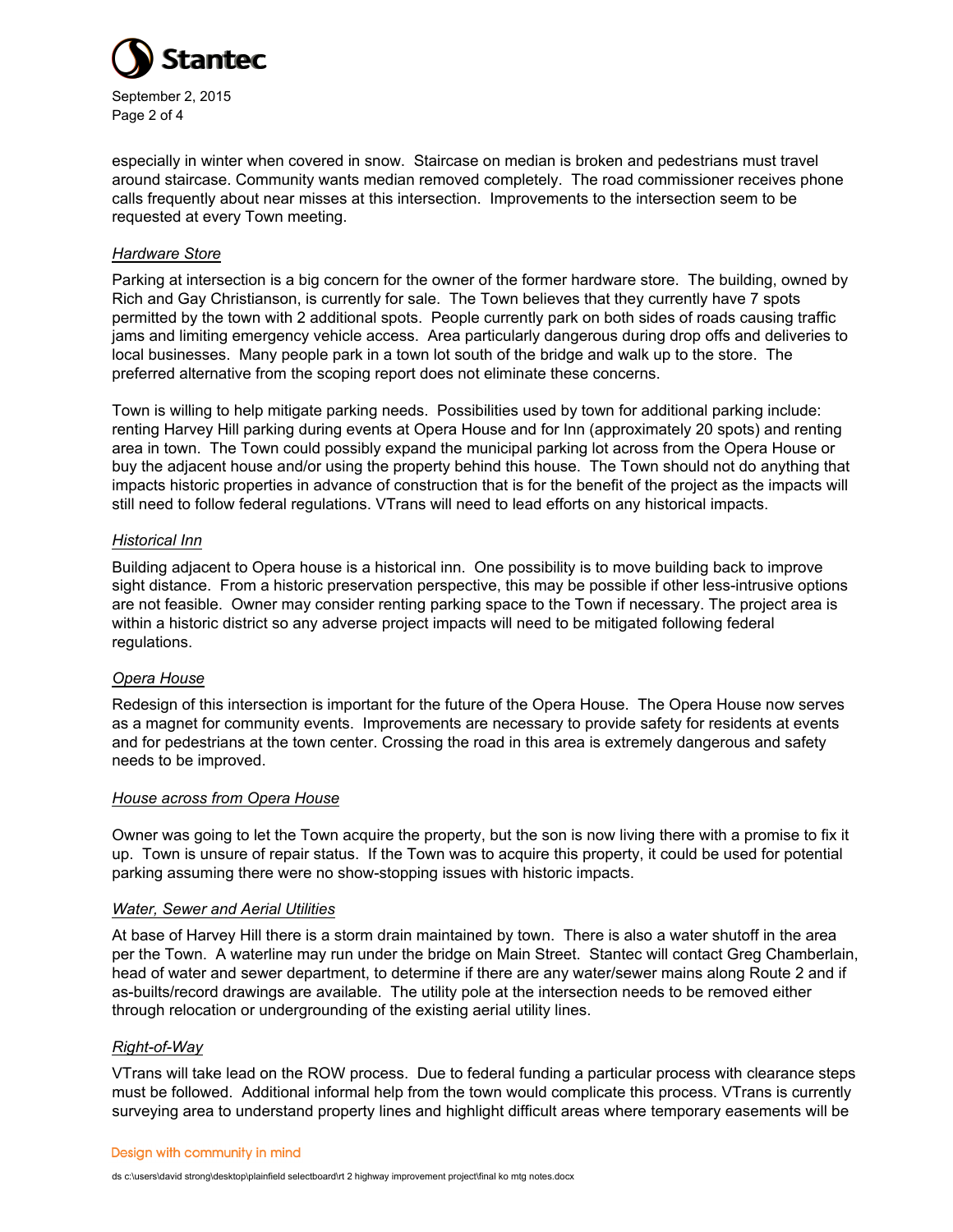especially in winter when covered in snow. Staircase on median is broken and pedestrians must travel around staircase. Community wants median removed completely. The road commissioner receives phone calls frequently about near misses at this intersection. Improvements to the intersection seem to be requested at every Town meeting.

*Hardware Store*

Parking at intersection is a big concern for the owner of the former hardware store. The building, owned by Rich and Gay Christianson, is currently for sale. The Town believes that they currently have 7 spots permitted by the town with 2 additional spots. People currently park on both sides of roads causing traffic jams and limiting emergency vehicle access. Area particularly dangerous during drop offs and deliveries to local businesses. Many people park in a town lot south of the bridge and walk up to the store. The preferred alternative from the scoping report does not eliminate these concerns.

Town is willing to help mitigate parking needs. Possibilities used by town for additional parking include: renting Harvey Hill parking during events at Opera House and for Inn (approximately 20 spots) and renting area in town. The Town could possibly expand the municipal parking lot across from the Opera House or buy the adjacent house and/or using the property behind this house. The Town should not do anything that impacts historic properties in advance of construction that is for the benefit of the project as the impacts will still need to follow federal regulations. VTrans will need to lead efforts on any historical impacts.

*Historical Inn*

Building adjacent to Opera house is a historical inn. One possibility is to move building back to improve sight distance. From a historic preservation perspective, this may be possible if other less-intrusive options are not feasible. Owner may consider renting parking space to the Town if necessary. The project area is within a historic district so any adverse project impacts will need to be mitigated following federal regulations.

*Opera House*

Redesign of this intersection is important for the future of the Opera House. The Opera House now serves as a magnet for community events. Improvements are necessary to provide safety for residents at events and for pedestrians at the town center. Crossing the road in this area is extremely dangerous and safety needs to be improved.

*House across from Opera House*

Owner was going to let the Town acquire the property, but the son is now living there with a promise to fix it up. Town is unsure of repair status. If the Town was to acquire this property, it could be used for potential parking assuming there were no show-stopping issues with historic impacts.

*Water, Sewer and Aerial Utilities*

At base of Harvey Hill there is a storm drain maintained by town. There is also a water shutoff in the area per the Town. A waterline may run under the bridge on Main Street. Stantec will contact Greg Chamberlain, head of water and sewer department, to determine if there are any water/sewer mains along Route 2 and if as-builts/record drawings are available. The utility pole at the intersection needs to be removed either through relocation or undergrounding of the existing aerial utility lines.

*Right-of-Way*

VTrans will take lead on the ROW process. Due to federal funding a particular process with clearance steps must be followed. Additional informal help from the town would complicate this process. VTrans is currently surveying area to understand property lines and highlight difficult areas where temporary easements will be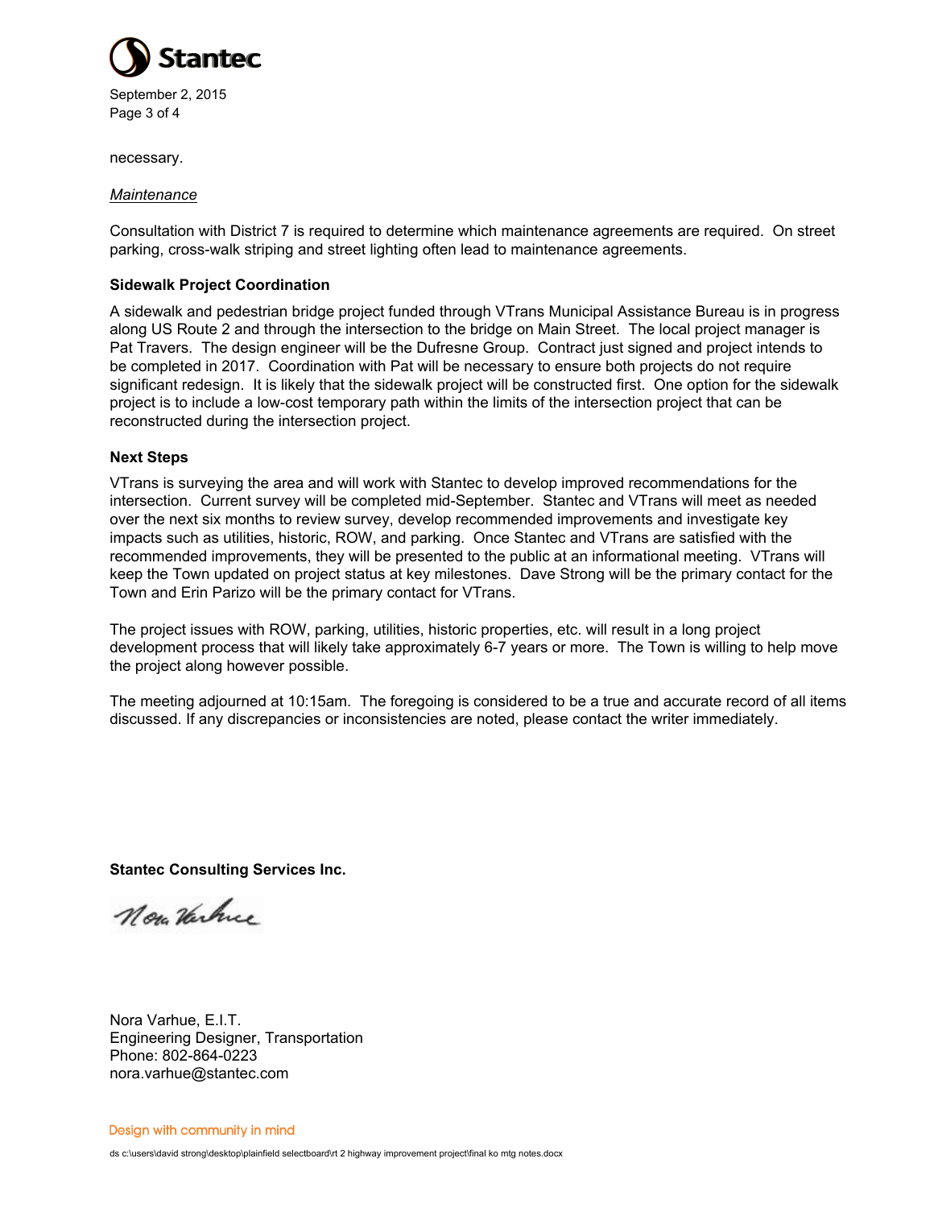necessary.

*Maintenance*

Consultation with District 7 is required to determine which maintenance agreements are required. On street parking, cross-walk striping and street lighting often lead to maintenance agreements.

**Sidewalk Project Coordination**

A sidewalk and pedestrian bridge project funded through VTrans Municipal Assistance Bureau is in progress along US Route 2 and through the intersection to the bridge on Main Street. The local project manager is Pat Travers. The design engineer will be the Dufresne Group. Contract just signed and project intends to be completed in 2017. Coordination with Pat will be necessary to ensure both projects do not require significant redesign. It is likely that the sidewalk project will be constructed first. One option for the sidewalk project is to include a low-cost temporary path within the limits of the intersection project that can be reconstructed during the intersection project.

**Next Steps**

VTrans is surveying the area and will work with Stantec to develop improved recommendations for the intersection. Current survey will be completed mid-September. Stantec and VTrans will meet as needed over the next six months to review survey, develop recommended improvements and investigate key impacts such as utilities, historic, ROW, and parking. Once Stantec and VTrans are satisfied with the recommended improvements, they will be presented to the public at an informational meeting. VTrans will keep the Town updated on project status at key milestones. Dave Strong will be the primary contact for the Town and Erin Parizo will be the primary contact for VTrans.

The project issues with ROW, parking, utilities, historic properties, etc. will result in a long project development process that will likely take approximately 6-7 years or more. The Town is willing to help move the project along however possible.

The meeting adjourned at 10:15am. The foregoing is considered to be a true and accurate record of all items discussed. If any discrepancies or inconsistencies are noted, please contact the writer immediately.

**Stantec Consulting Services Inc.**

Nora Varhue

Nora Varhue, E.I.T.
Engineering Designer, Transportation
Phone: 802-864-0223
nora.varhue@stantec.com